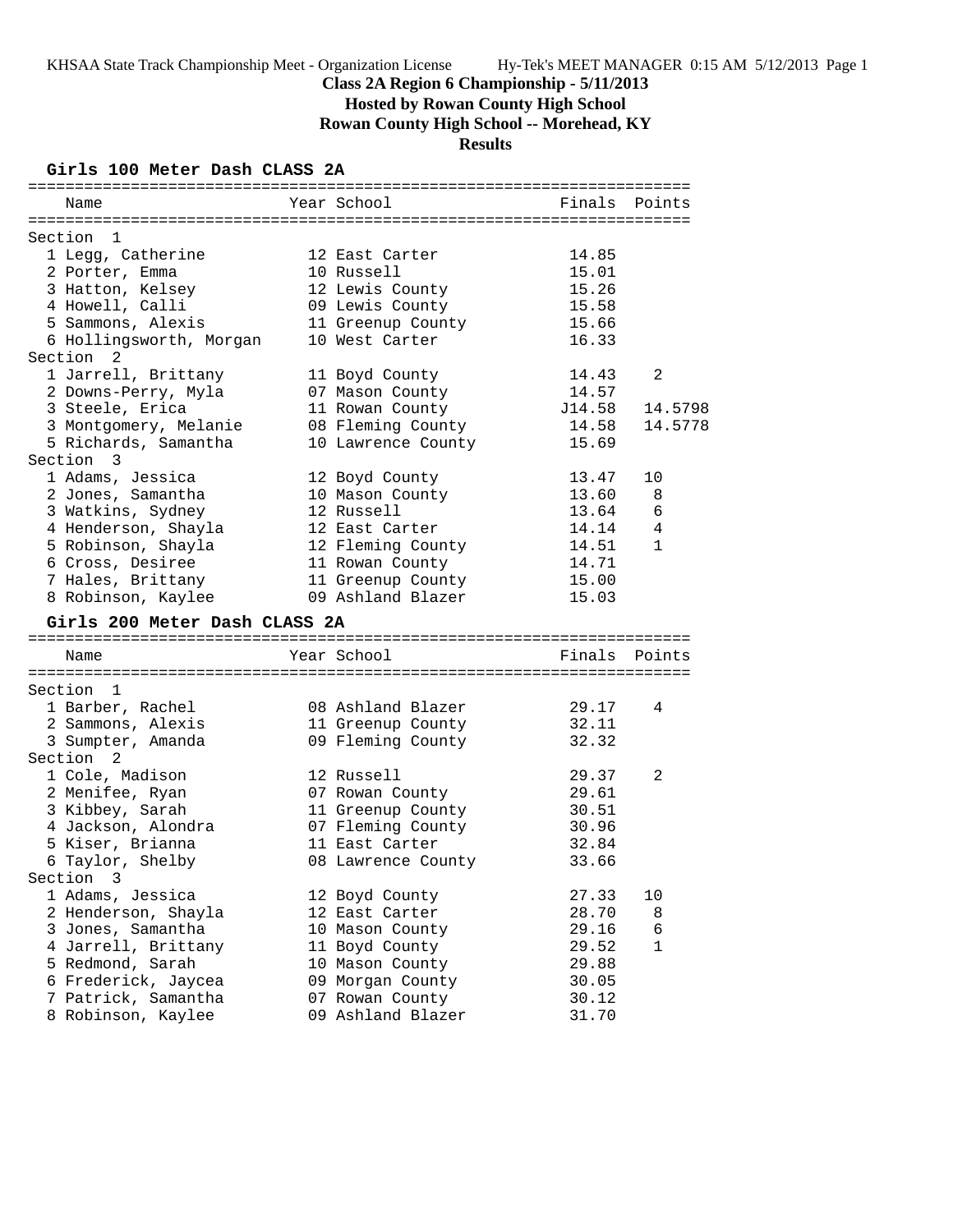KHSAA State Track Championship Meet - Organization License          Hy-Tek's MEET MANAGER 0:15 AM 5/12/2013 Page 1

# Class 2A Region 6 Championship - 5/11/2013

## Hosted by Rowan County High School

## Rowan County High School -- Morehead, KY

## Results

### Girls 100 Meter Dash CLASS 2A

| | Name | Year | School | Finals | Points |
|---|---|---|---|---|---|
| **Section 1** | | | | | |
| 1 | Legg, Catherine | 12 | East Carter | 14.85 | |
| 2 | Porter, Emma | 10 | Russell | 15.01 | |
| 3 | Hatton, Kelsey | 12 | Lewis County | 15.26 | |
| 4 | Howell, Calli | 09 | Lewis County | 15.58 | |
| 5 | Sammons, Alexis | 11 | Greenup County | 15.66 | |
| 6 | Hollingsworth, Morgan | 10 | West Carter | 16.33 | |
| **Section 2** | | | | | |
| 1 | Jarrell, Brittany | 11 | Boyd County | 14.43 | 2 |
| 2 | Downs-Perry, Myla | 07 | Mason County | 14.57 | |
| 3 | Steele, Erica | 11 | Rowan County | J14.58 | 14.5798 |
| 3 | Montgomery, Melanie | 08 | Fleming County | 14.58 | 14.5778 |
| 5 | Richards, Samantha | 10 | Lawrence County | 15.69 | |
| **Section 3** | | | | | |
| 1 | Adams, Jessica | 12 | Boyd County | 13.47 | 10 |
| 2 | Jones, Samantha | 10 | Mason County | 13.60 | 8 |
| 3 | Watkins, Sydney | 12 | Russell | 13.64 | 6 |
| 4 | Henderson, Shayla | 12 | East Carter | 14.14 | 4 |
| 5 | Robinson, Shayla | 12 | Fleming County | 14.51 | 1 |
| 6 | Cross, Desiree | 11 | Rowan County | 14.71 | |
| 7 | Hales, Brittany | 11 | Greenup County | 15.00 | |
| 8 | Robinson, Kaylee | 09 | Ashland Blazer | 15.03 | |

### Girls 200 Meter Dash CLASS 2A

| | Name | Year | School | Finals | Points |
|---|---|---|---|---|---|
| **Section 1** | | | | | |
| 1 | Barber, Rachel | 08 | Ashland Blazer | 29.17 | 4 |
| 2 | Sammons, Alexis | 11 | Greenup County | 32.11 | |
| 3 | Sumpter, Amanda | 09 | Fleming County | 32.32 | |
| **Section 2** | | | | | |
| 1 | Cole, Madison | 12 | Russell | 29.37 | 2 |
| 2 | Menifee, Ryan | 07 | Rowan County | 29.61 | |
| 3 | Kibbey, Sarah | 11 | Greenup County | 30.51 | |
| 4 | Jackson, Alondra | 07 | Fleming County | 30.96 | |
| 5 | Kiser, Brianna | 11 | East Carter | 32.84 | |
| 6 | Taylor, Shelby | 08 | Lawrence County | 33.66 | |
| **Section 3** | | | | | |
| 1 | Adams, Jessica | 12 | Boyd County | 27.33 | 10 |
| 2 | Henderson, Shayla | 12 | East Carter | 28.70 | 8 |
| 3 | Jones, Samantha | 10 | Mason County | 29.16 | 6 |
| 4 | Jarrell, Brittany | 11 | Boyd County | 29.52 | 1 |
| 5 | Redmond, Sarah | 10 | Mason County | 29.88 | |
| 6 | Frederick, Jaycea | 09 | Morgan County | 30.05 | |
| 7 | Patrick, Samantha | 07 | Rowan County | 30.12 | |
| 8 | Robinson, Kaylee | 09 | Ashland Blazer | 31.70 | |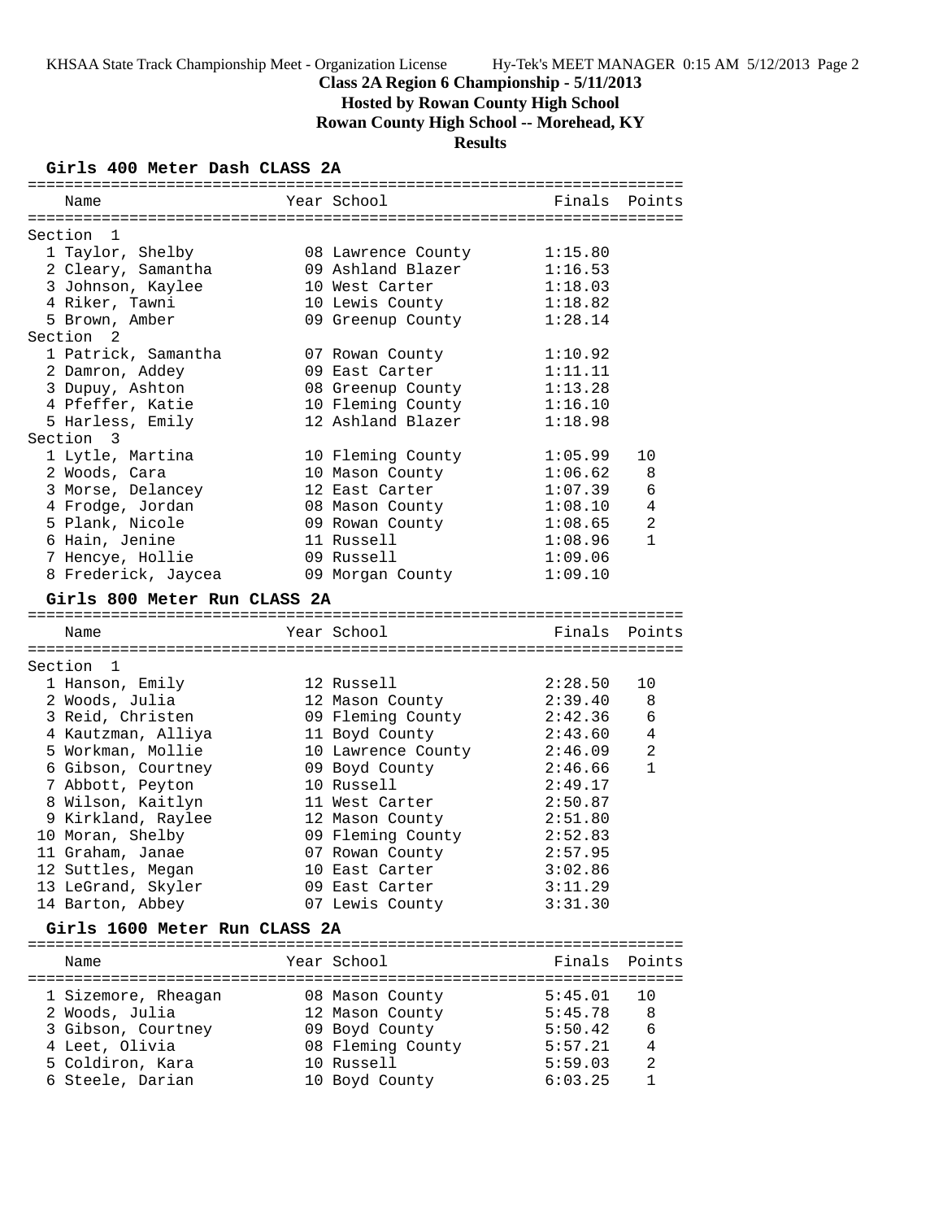# Class 2A Region 6 Championship - 5/11/2013

## Hosted by Rowan County High School

## Rowan County High School -- Morehead, KY

## Results

### Girls 400 Meter Dash CLASS 2A

| Name | Year | School | Finals | Points |
|---|---|---|---|---|
| **Section 1** | | | | |
| 1 Taylor, Shelby | 08 | Lawrence County | 1:15.80 | |
| 2 Cleary, Samantha | 09 | Ashland Blazer | 1:16.53 | |
| 3 Johnson, Kaylee | 10 | West Carter | 1:18.03 | |
| 4 Riker, Tawni | 10 | Lewis County | 1:18.82 | |
| 5 Brown, Amber | 09 | Greenup County | 1:28.14 | |
| **Section 2** | | | | |
| 1 Patrick, Samantha | 07 | Rowan County | 1:10.92 | |
| 2 Damron, Addey | 09 | East Carter | 1:11.11 | |
| 3 Dupuy, Ashton | 08 | Greenup County | 1:13.28 | |
| 4 Pfeffer, Katie | 10 | Fleming County | 1:16.10 | |
| 5 Harless, Emily | 12 | Ashland Blazer | 1:18.98 | |
| **Section 3** | | | | |
| 1 Lytle, Martina | 10 | Fleming County | 1:05.99 | 10 |
| 2 Woods, Cara | 10 | Mason County | 1:06.62 | 8 |
| 3 Morse, Delancey | 12 | East Carter | 1:07.39 | 6 |
| 4 Frodge, Jordan | 08 | Mason County | 1:08.10 | 4 |
| 5 Plank, Nicole | 09 | Rowan County | 1:08.65 | 2 |
| 6 Hain, Jenine | 11 | Russell | 1:08.96 | 1 |
| 7 Hencye, Hollie | 09 | Russell | 1:09.06 | |
| 8 Frederick, Jaycea | 09 | Morgan County | 1:09.10 | |

### Girls 800 Meter Run CLASS 2A

| Name | Year | School | Finals | Points |
|---|---|---|---|---|
| **Section 1** | | | | |
| 1 Hanson, Emily | 12 | Russell | 2:28.50 | 10 |
| 2 Woods, Julia | 12 | Mason County | 2:39.40 | 8 |
| 3 Reid, Christen | 09 | Fleming County | 2:42.36 | 6 |
| 4 Kautzman, Alliya | 11 | Boyd County | 2:43.60 | 4 |
| 5 Workman, Mollie | 10 | Lawrence County | 2:46.09 | 2 |
| 6 Gibson, Courtney | 09 | Boyd County | 2:46.66 | 1 |
| 7 Abbott, Peyton | 10 | Russell | 2:49.17 | |
| 8 Wilson, Kaitlyn | 11 | West Carter | 2:50.87 | |
| 9 Kirkland, Raylee | 12 | Mason County | 2:51.80 | |
| 10 Moran, Shelby | 09 | Fleming County | 2:52.83 | |
| 11 Graham, Janae | 07 | Rowan County | 2:57.95 | |
| 12 Suttles, Megan | 10 | East Carter | 3:02.86 | |
| 13 LeGrand, Skyler | 09 | East Carter | 3:11.29 | |
| 14 Barton, Abbey | 07 | Lewis County | 3:31.30 | |

### Girls 1600 Meter Run CLASS 2A

| Name | Year | School | Finals | Points |
|---|---|---|---|---|
| 1 Sizemore, Rheagan | 08 | Mason County | 5:45.01 | 10 |
| 2 Woods, Julia | 12 | Mason County | 5:45.78 | 8 |
| 3 Gibson, Courtney | 09 | Boyd County | 5:50.42 | 6 |
| 4 Leet, Olivia | 08 | Fleming County | 5:57.21 | 4 |
| 5 Coldiron, Kara | 10 | Russell | 5:59.03 | 2 |
| 6 Steele, Darian | 10 | Boyd County | 6:03.25 | 1 |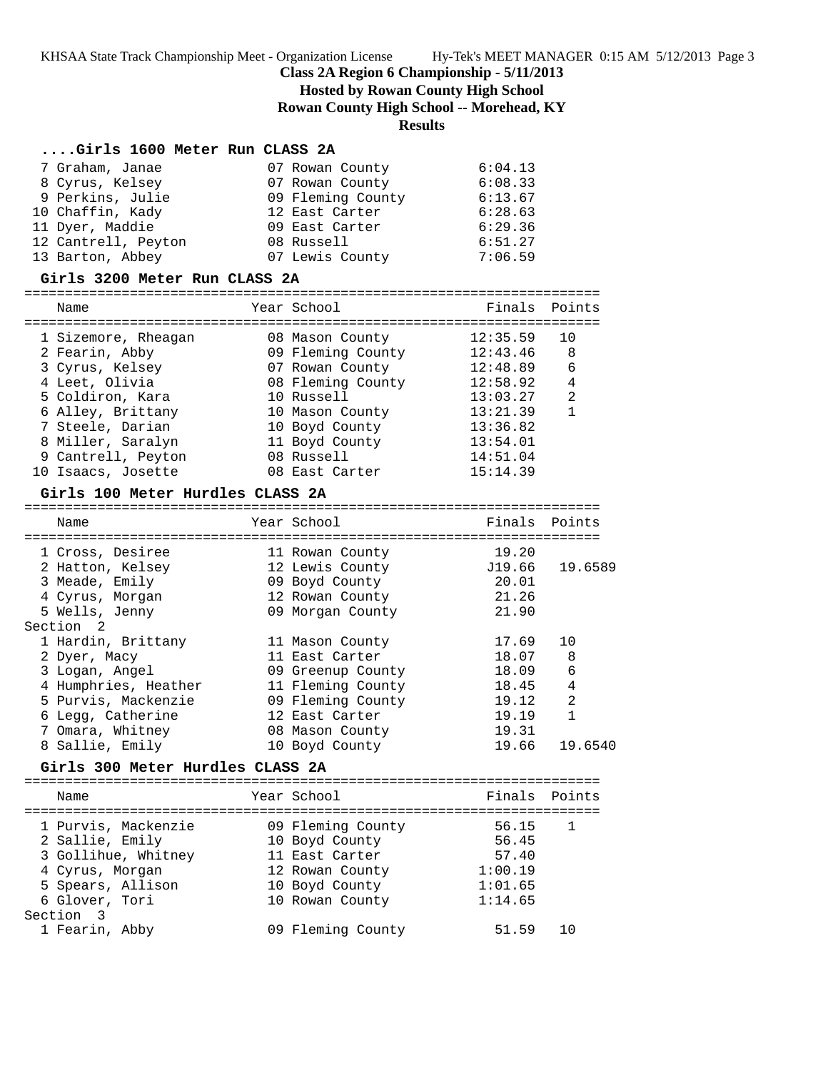**Class 2A Region 6 Championship - 5/11/2013**

**Hosted by Rowan County High School**

**Rowan County High School -- Morehead, KY**

**Results**

### ....Girls 1600 Meter Run CLASS 2A

| Place | Name | Year | School | Finals | Points |
|---|---|---|---|---|---|
| 7 | Graham, Janae | 07 | Rowan County | 6:04.13 | |
| 8 | Cyrus, Kelsey | 07 | Rowan County | 6:08.33 | |
| 9 | Perkins, Julie | 09 | Fleming County | 6:13.67 | |
| 10 | Chaffin, Kady | 12 | East Carter | 6:28.63 | |
| 11 | Dyer, Maddie | 09 | East Carter | 6:29.36 | |
| 12 | Cantrell, Peyton | 08 | Russell | 6:51.27 | |
| 13 | Barton, Abbey | 07 | Lewis County | 7:06.59 | |

### Girls 3200 Meter Run CLASS 2A

| Place | Name | Year | School | Finals | Points |
|---|---|---|---|---|---|
| 1 | Sizemore, Rheagan | 08 | Mason County | 12:35.59 | 10 |
| 2 | Fearin, Abby | 09 | Fleming County | 12:43.46 | 8 |
| 3 | Cyrus, Kelsey | 07 | Rowan County | 12:48.89 | 6 |
| 4 | Leet, Olivia | 08 | Fleming County | 12:58.92 | 4 |
| 5 | Coldiron, Kara | 10 | Russell | 13:03.27 | 2 |
| 6 | Alley, Brittany | 10 | Mason County | 13:21.39 | 1 |
| 7 | Steele, Darian | 10 | Boyd County | 13:36.82 | |
| 8 | Miller, Saralyn | 11 | Boyd County | 13:54.01 | |
| 9 | Cantrell, Peyton | 08 | Russell | 14:51.04 | |
| 10 | Isaacs, Josette | 08 | East Carter | 15:14.39 | |

### Girls 100 Meter Hurdles CLASS 2A

| Place | Name | Year | School | Finals | Points |
|---|---|---|---|---|---|
| 1 | Cross, Desiree | 11 | Rowan County | 19.20 | |
| 2 | Hatton, Kelsey | 12 | Lewis County | J19.66 | 19.6589 |
| 3 | Meade, Emily | 09 | Boyd County | 20.01 | |
| 4 | Cyrus, Morgan | 12 | Rowan County | 21.26 | |
| 5 | Wells, Jenny | 09 | Morgan County | 21.90 | |
| **Section 2** | | | | | |
| 1 | Hardin, Brittany | 11 | Mason County | 17.69 | 10 |
| 2 | Dyer, Macy | 11 | East Carter | 18.07 | 8 |
| 3 | Logan, Angel | 09 | Greenup County | 18.09 | 6 |
| 4 | Humphries, Heather | 11 | Fleming County | 18.45 | 4 |
| 5 | Purvis, Mackenzie | 09 | Fleming County | 19.12 | 2 |
| 6 | Legg, Catherine | 12 | East Carter | 19.19 | 1 |
| 7 | Omara, Whitney | 08 | Mason County | 19.31 | |
| 8 | Sallie, Emily | 10 | Boyd County | 19.66 | 19.6540 |

### Girls 300 Meter Hurdles CLASS 2A

| Place | Name | Year | School | Finals | Points |
|---|---|---|---|---|---|
| 1 | Purvis, Mackenzie | 09 | Fleming County | 56.15 | 1 |
| 2 | Sallie, Emily | 10 | Boyd County | 56.45 | |
| 3 | Gollihue, Whitney | 11 | East Carter | 57.40 | |
| 4 | Cyrus, Morgan | 12 | Rowan County | 1:00.19 | |
| 5 | Spears, Allison | 10 | Boyd County | 1:01.65 | |
| 6 | Glover, Tori | 10 | Rowan County | 1:14.65 | |
| **Section 3** | | | | | |
| 1 | Fearin, Abby | 09 | Fleming County | 51.59 | 10 |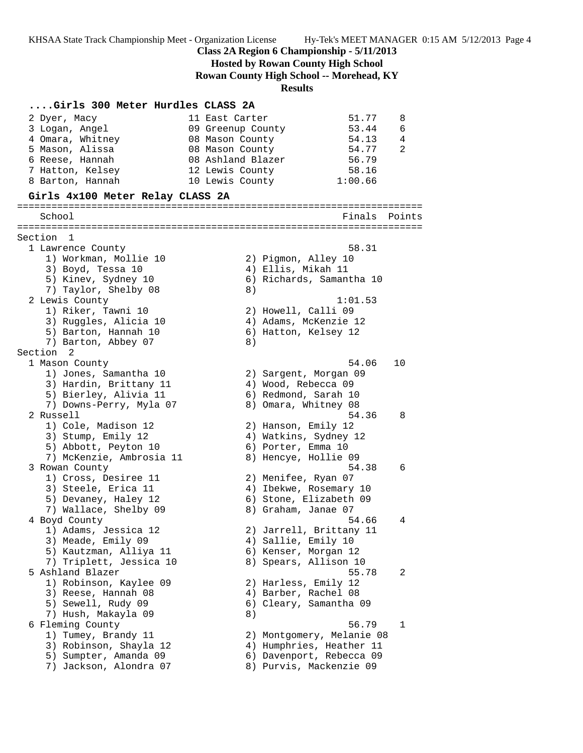**Class 2A Region 6 Championship - 5/11/2013**
**Hosted by Rowan County High School**
**Rowan County High School -- Morehead, KY**
**Results**

### ....Girls 300 Meter Hurdles CLASS 2A

| Place | Name | Yr | School | Finals | Points |
|---|---|---|---|---|---|
| 2 | Dyer, Macy | 11 | East Carter | 51.77 | 8 |
| 3 | Logan, Angel | 09 | Greenup County | 53.44 | 6 |
| 4 | Omara, Whitney | 08 | Mason County | 54.13 | 4 |
| 5 | Mason, Alissa | 08 | Mason County | 54.77 | 2 |
| 6 | Reese, Hannah | 08 | Ashland Blazer | 56.79 | |
| 7 | Hatton, Kelsey | 12 | Lewis County | 58.16 | |
| 8 | Barton, Hannah | 10 | Lewis County | 1:00.66 | |

### Girls 4x100 Meter Relay CLASS 2A

| School | Finals | Points |
|---|---|---|
| **Section 1** | | |
| 1 Lawrence County | 58.31 | |
| 1) Workman, Mollie 10; 2) Pigmon, Alley 10; 3) Boyd, Tessa 10; 4) Ellis, Mikah 11; 5) Kinev, Sydney 10; 6) Richards, Samantha 10; 7) Taylor, Shelby 08; 8) | | |
| 2 Lewis County | 1:01.53 | |
| 1) Riker, Tawni 10; 2) Howell, Calli 09; 3) Ruggles, Alicia 10; 4) Adams, McKenzie 12; 5) Barton, Hannah 10; 6) Hatton, Kelsey 12; 7) Barton, Abbey 07; 8) | | |
| **Section 2** | | |
| 1 Mason County | 54.06 | 10 |
| 1) Jones, Samantha 10; 2) Sargent, Morgan 09; 3) Hardin, Brittany 11; 4) Wood, Rebecca 09; 5) Bierley, Alivia 11; 6) Redmond, Sarah 10; 7) Downs-Perry, Myla 07; 8) Omara, Whitney 08 | | |
| 2 Russell | 54.36 | 8 |
| 1) Cole, Madison 12; 2) Hanson, Emily 12; 3) Stump, Emily 12; 4) Watkins, Sydney 12; 5) Abbott, Peyton 10; 6) Porter, Emma 10; 7) McKenzie, Ambrosia 11; 8) Hencye, Hollie 09 | | |
| 3 Rowan County | 54.38 | 6 |
| 1) Cross, Desiree 11; 2) Menifee, Ryan 07; 3) Steele, Erica 11; 4) Ibekwe, Rosemary 10; 5) Devaney, Haley 12; 6) Stone, Elizabeth 09; 7) Wallace, Shelby 09; 8) Graham, Janae 07 | | |
| 4 Boyd County | 54.66 | 4 |
| 1) Adams, Jessica 12; 2) Jarrell, Brittany 11; 3) Meade, Emily 09; 4) Sallie, Emily 10; 5) Kautzman, Alliya 11; 6) Kenser, Morgan 12; 7) Triplett, Jessica 10; 8) Spears, Allison 10 | | |
| 5 Ashland Blazer | 55.78 | 2 |
| 1) Robinson, Kaylee 09; 2) Harless, Emily 12; 3) Reese, Hannah 08; 4) Barber, Rachel 08; 5) Sewell, Rudy 09; 6) Cleary, Samantha 09; 7) Hush, Makayla 09; 8) | | |
| 6 Fleming County | 56.79 | 1 |
| 1) Tumey, Brandy 11; 2) Montgomery, Melanie 08; 3) Robinson, Shayla 12; 4) Humphries, Heather 11; 5) Sumpter, Amanda 09; 6) Davenport, Rebecca 09; 7) Jackson, Alondra 07; 8) Purvis, Mackenzie 09 | | |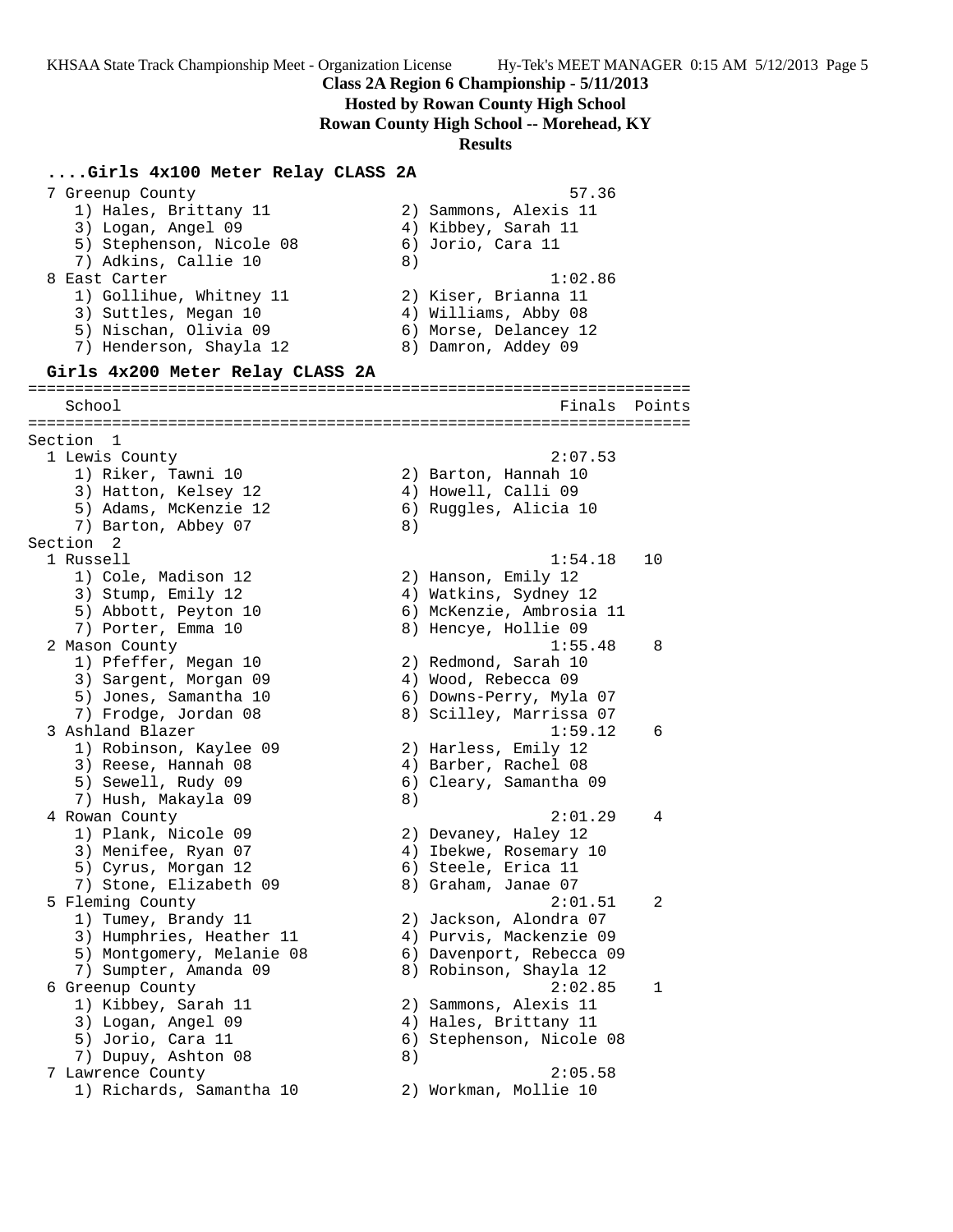## Class 2A Region 6 Championship - 5/11/2013

**Hosted by Rowan County High School**

**Rowan County High School -- Morehead, KY**

**Results**

### ....Girls 4x100 Meter Relay CLASS 2A

```
  7 Greenup County                                         57.36
     1) Hales, Brittany 11             2) Sammons, Alexis 11
     3) Logan, Angel 09                4) Kibbey, Sarah 11
     5) Stephenson, Nicole 08          6) Jorio, Cara 11
     7) Adkins, Callie 10              8)
  8 East Carter                                          1:02.86
     1) Gollihue, Whitney 11           2) Kiser, Brianna 11
     3) Suttles, Megan 10              4) Williams, Abby 08
     5) Nischan, Olivia 09             6) Morse, Delancey 12
     7) Henderson, Shayla 12           8) Damron, Addey 09
```

### Girls 4x200 Meter Relay CLASS 2A

```
=======================================================================
    School                                               Finals  Points
=======================================================================
Section  1
  1 Lewis County                                         2:07.53
     1) Riker, Tawni 10                2) Barton, Hannah 10
     3) Hatton, Kelsey 12              4) Howell, Calli 09
     5) Adams, McKenzie 12             6) Ruggles, Alicia 10
     7) Barton, Abbey 07               8)
Section  2
  1 Russell                                              1:54.18   10
     1) Cole, Madison 12               2) Hanson, Emily 12
     3) Stump, Emily 12                4) Watkins, Sydney 12
     5) Abbott, Peyton 10              6) McKenzie, Ambrosia 11
     7) Porter, Emma 10                8) Hencye, Hollie 09
  2 Mason County                                         1:55.48    8
     1) Pfeffer, Megan 10              2) Redmond, Sarah 10
     3) Sargent, Morgan 09             4) Wood, Rebecca 09
     5) Jones, Samantha 10             6) Downs-Perry, Myla 07
     7) Frodge, Jordan 08              8) Scilley, Marrissa 07
  3 Ashland Blazer                                       1:59.12    6
     1) Robinson, Kaylee 09            2) Harless, Emily 12
     3) Reese, Hannah 08               4) Barber, Rachel 08
     5) Sewell, Rudy 09                6) Cleary, Samantha 09
     7) Hush, Makayla 09               8)
  4 Rowan County                                         2:01.29    4
     1) Plank, Nicole 09               2) Devaney, Haley 12
     3) Menifee, Ryan 07               4) Ibekwe, Rosemary 10
     5) Cyrus, Morgan 12               6) Steele, Erica 11
     7) Stone, Elizabeth 09            8) Graham, Janae 07
  5 Fleming County                                       2:01.51    2
     1) Tumey, Brandy 11               2) Jackson, Alondra 07
     3) Humphries, Heather 11          4) Purvis, Mackenzie 09
     5) Montgomery, Melanie 08         6) Davenport, Rebecca 09
     7) Sumpter, Amanda 09             8) Robinson, Shayla 12
  6 Greenup County                                       2:02.85    1
     1) Kibbey, Sarah 11               2) Sammons, Alexis 11
     3) Logan, Angel 09                4) Hales, Brittany 11
     5) Jorio, Cara 11                 6) Stephenson, Nicole 08
     7) Dupuy, Ashton 08               8)
  7 Lawrence County                                      2:05.58
     1) Richards, Samantha 10          2) Workman, Mollie 10
```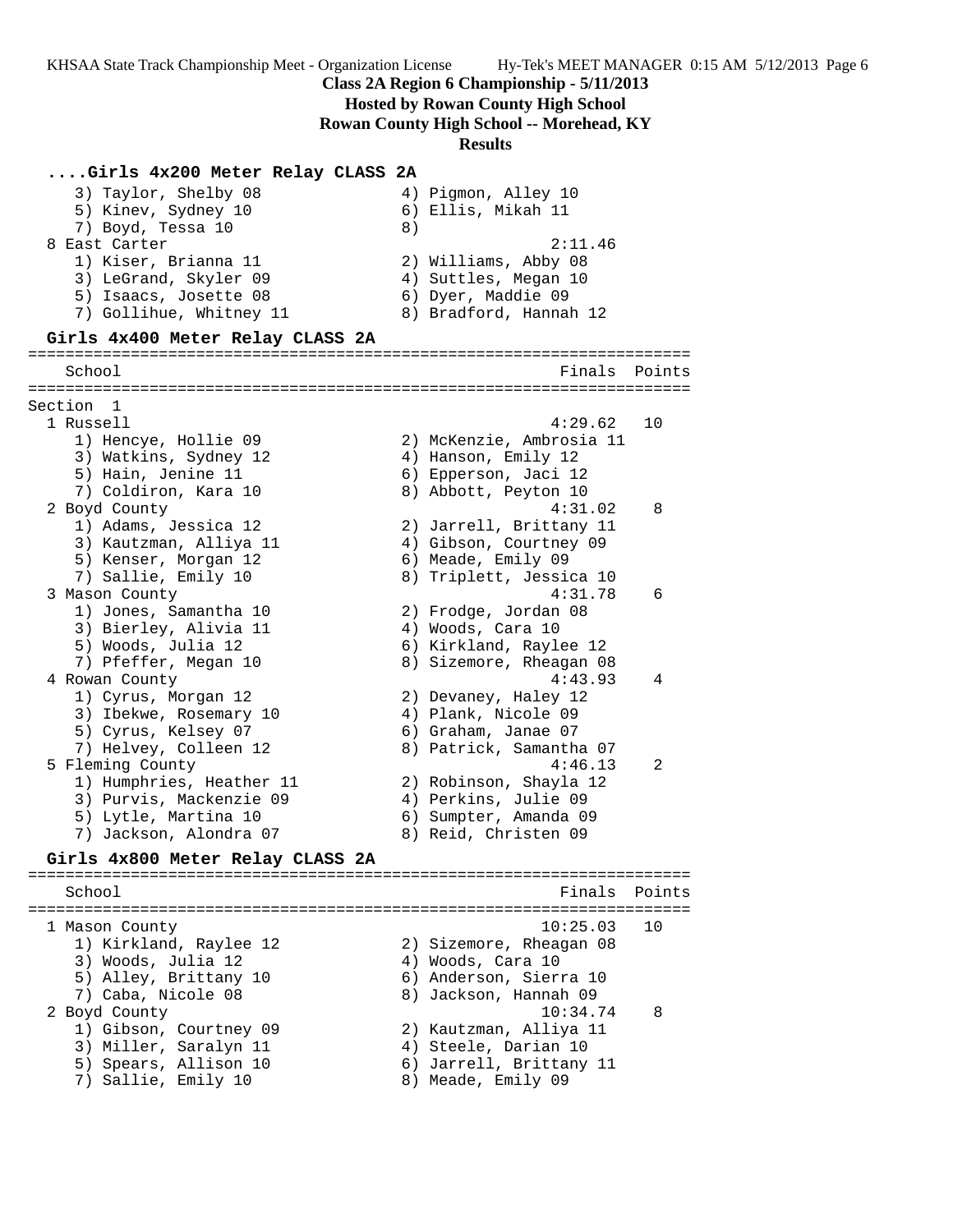**Class 2A Region 6 Championship - 5/11/2013**

**Hosted by Rowan County High School**

**Rowan County High School -- Morehead, KY**

**Results**

### ....Girls 4x200 Meter Relay CLASS 2A

```
    3) Taylor, Shelby 08              4) Pigmon, Alley 10
    5) Kinev, Sydney 10               6) Ellis, Mikah 11
    7) Boyd, Tessa 10                 8)
  8 East Carter                                 2:11.46
    1) Kiser, Brianna 11              2) Williams, Abby 08
    3) LeGrand, Skyler 09             4) Suttles, Megan 10
    5) Isaacs, Josette 08             6) Dyer, Maddie 09
    7) Gollihue, Whitney 11           8) Bradford, Hannah 12
```

### Girls 4x400 Meter Relay CLASS 2A

```
=======================================================================
    School                                            Finals  Points
=======================================================================
Section  1
  1 Russell                                         4:29.62   10
    1) Hencye, Hollie 09              2) McKenzie, Ambrosia 11
    3) Watkins, Sydney 12             4) Hanson, Emily 12
    5) Hain, Jenine 11                6) Epperson, Jaci 12
    7) Coldiron, Kara 10              8) Abbott, Peyton 10
  2 Boyd County                                     4:31.02    8
    1) Adams, Jessica 12              2) Jarrell, Brittany 11
    3) Kautzman, Alliya 11            4) Gibson, Courtney 09
    5) Kenser, Morgan 12              6) Meade, Emily 09
    7) Sallie, Emily 10               8) Triplett, Jessica 10
  3 Mason County                                    4:31.78    6
    1) Jones, Samantha 10             2) Frodge, Jordan 08
    3) Bierley, Alivia 11             4) Woods, Cara 10
    5) Woods, Julia 12                6) Kirkland, Raylee 12
    7) Pfeffer, Megan 10              8) Sizemore, Rheagan 08
  4 Rowan County                                    4:43.93    4
    1) Cyrus, Morgan 12               2) Devaney, Haley 12
    3) Ibekwe, Rosemary 10            4) Plank, Nicole 09
    5) Cyrus, Kelsey 07               6) Graham, Janae 07
    7) Helvey, Colleen 12             8) Patrick, Samantha 07
  5 Fleming County                                  4:46.13    2
    1) Humphries, Heather 11          2) Robinson, Shayla 12
    3) Purvis, Mackenzie 09           4) Perkins, Julie 09
    5) Lytle, Martina 10              6) Sumpter, Amanda 09
    7) Jackson, Alondra 07            8) Reid, Christen 09
```

### Girls 4x800 Meter Relay CLASS 2A

```
=======================================================================
    School                                            Finals  Points
=======================================================================
  1 Mason County                                   10:25.03   10
    1) Kirkland, Raylee 12            2) Sizemore, Rheagan 08
    3) Woods, Julia 12                4) Woods, Cara 10
    5) Alley, Brittany 10             6) Anderson, Sierra 10
    7) Caba, Nicole 08                8) Jackson, Hannah 09
  2 Boyd County                                    10:34.74    8
    1) Gibson, Courtney 09            2) Kautzman, Alliya 11
    3) Miller, Saralyn 11             4) Steele, Darian 10
    5) Spears, Allison 10             6) Jarrell, Brittany 11
    7) Sallie, Emily 10               8) Meade, Emily 09
```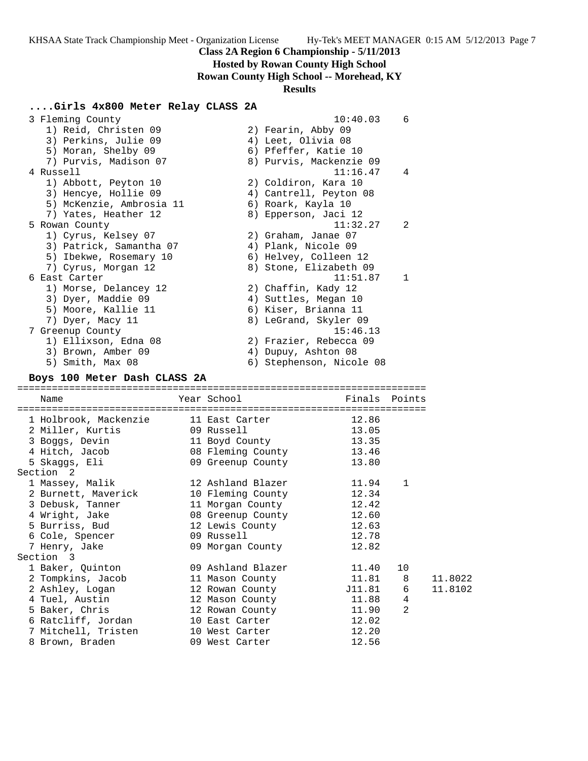**Class 2A Region 6 Championship - 5/11/2013**

**Hosted by Rowan County High School**

**Rowan County High School -- Morehead, KY**

**Results**

### ....Girls 4x800 Meter Relay CLASS 2A

```
  3 Fleming County                                    10:40.03    6
     1) Reid, Christen 09               2) Fearin, Abby 09
     3) Perkins, Julie 09               4) Leet, Olivia 08
     5) Moran, Shelby 09                6) Pfeffer, Katie 10
     7) Purvis, Madison 07              8) Purvis, Mackenzie 09
  4 Russell                                           11:16.47    4
     1) Abbott, Peyton 10               2) Coldiron, Kara 10
     3) Hencye, Hollie 09               4) Cantrell, Peyton 08
     5) McKenzie, Ambrosia 11           6) Roark, Kayla 10
     7) Yates, Heather 12               8) Epperson, Jaci 12
  5 Rowan County                                      11:32.27    2
     1) Cyrus, Kelsey 07                2) Graham, Janae 07
     3) Patrick, Samantha 07            4) Plank, Nicole 09
     5) Ibekwe, Rosemary 10             6) Helvey, Colleen 12
     7) Cyrus, Morgan 12                8) Stone, Elizabeth 09
  6 East Carter                                       11:51.87    1
     1) Morse, Delancey 12              2) Chaffin, Kady 12
     3) Dyer, Maddie 09                 4) Suttles, Megan 10
     5) Moore, Kallie 11                6) Kiser, Brianna 11
     7) Dyer, Macy 11                   8) LeGrand, Skyler 09
  7 Greenup County                                    15:46.13
     1) Ellixson, Edna 08               2) Frazier, Rebecca 09
     3) Brown, Amber 09                 4) Dupuy, Ashton 08
     5) Smith, Max 08                   6) Stephenson, Nicole 08
```

### Boys 100 Meter Dash CLASS 2A

```
=======================================================================
   Name                    Year School                  Finals  Points
=======================================================================
  1 Holbrook, Mackenzie      11 East Carter              12.86
  2 Miller, Kurtis           09 Russell                  13.05
  3 Boggs, Devin             11 Boyd County              13.35
  4 Hitch, Jacob             08 Fleming County           13.46
  5 Skaggs, Eli              09 Greenup County           13.80
Section  2
  1 Massey, Malik            12 Ashland Blazer           11.94    1
  2 Burnett, Maverick        10 Fleming County           12.34
  3 Debusk, Tanner           11 Morgan County            12.42
  4 Wright, Jake             08 Greenup County           12.60
  5 Burriss, Bud             12 Lewis County             12.63
  6 Cole, Spencer            09 Russell                  12.78
  7 Henry, Jake              09 Morgan County            12.82
Section  3
  1 Baker, Quinton           09 Ashland Blazer           11.40   10
  2 Tompkins, Jacob          11 Mason County             11.81    8    11.8022
  2 Ashley, Logan            12 Rowan County            J11.81    6    11.8102
  4 Tuel, Austin             12 Mason County             11.88    4
  5 Baker, Chris             12 Rowan County             11.90    2
  6 Ratcliff, Jordan         10 East Carter              12.02
  7 Mitchell, Tristen        10 West Carter              12.20
  8 Brown, Braden            09 West Carter              12.56
```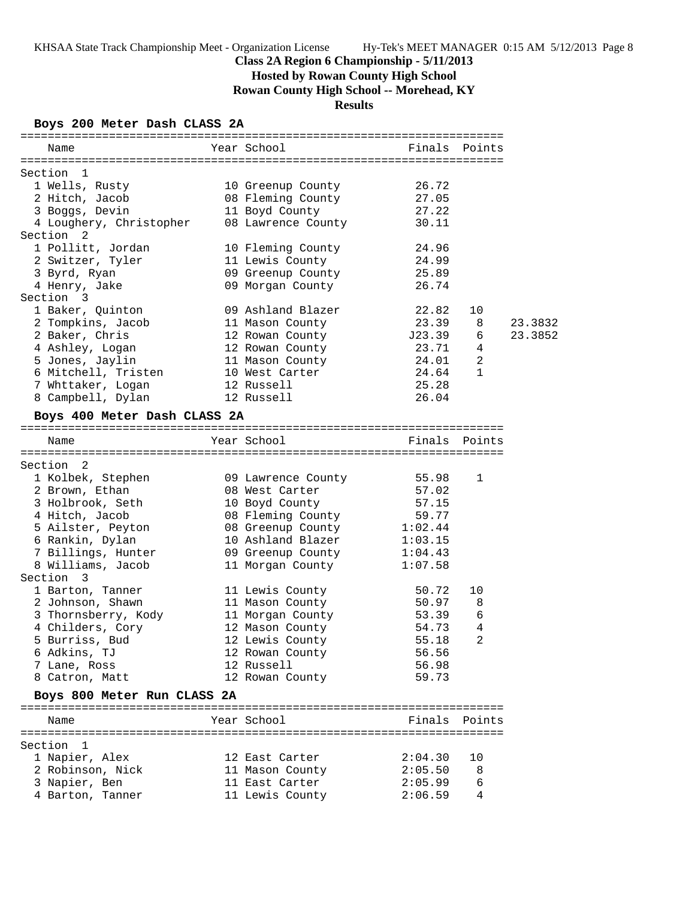## Class 2A Region 6 Championship - 5/11/2013

**Hosted by Rowan County High School**

**Rowan County High School -- Morehead, KY**

**Results**

### Boys 200 Meter Dash CLASS 2A

| Name | Year | School | Finals | Points | |
|---|---|---|---|---|---|
| **Section 1** | | | | | |
| 1 Wells, Rusty | 10 | Greenup County | 26.72 | | |
| 2 Hitch, Jacob | 08 | Fleming County | 27.05 | | |
| 3 Boggs, Devin | 11 | Boyd County | 27.22 | | |
| 4 Loughery, Christopher | 08 | Lawrence County | 30.11 | | |
| **Section 2** | | | | | |
| 1 Pollitt, Jordan | 10 | Fleming County | 24.96 | | |
| 2 Switzer, Tyler | 11 | Lewis County | 24.99 | | |
| 3 Byrd, Ryan | 09 | Greenup County | 25.89 | | |
| 4 Henry, Jake | 09 | Morgan County | 26.74 | | |
| **Section 3** | | | | | |
| 1 Baker, Quinton | 09 | Ashland Blazer | 22.82 | 10 | |
| 2 Tompkins, Jacob | 11 | Mason County | 23.39 | 8 | 23.3832 |
| 2 Baker, Chris | 12 | Rowan County | J23.39 | 6 | 23.3852 |
| 4 Ashley, Logan | 12 | Rowan County | 23.71 | 4 | |
| 5 Jones, Jaylin | 11 | Mason County | 24.01 | 2 | |
| 6 Mitchell, Tristen | 10 | West Carter | 24.64 | 1 | |
| 7 Whttaker, Logan | 12 | Russell | 25.28 | | |
| 8 Campbell, Dylan | 12 | Russell | 26.04 | | |

### Boys 400 Meter Dash CLASS 2A

| Name | Year | School | Finals | Points |
|---|---|---|---|---|
| **Section 2** | | | | |
| 1 Kolbek, Stephen | 09 | Lawrence County | 55.98 | 1 |
| 2 Brown, Ethan | 08 | West Carter | 57.02 | |
| 3 Holbrook, Seth | 10 | Boyd County | 57.15 | |
| 4 Hitch, Jacob | 08 | Fleming County | 59.77 | |
| 5 Ailster, Peyton | 08 | Greenup County | 1:02.44 | |
| 6 Rankin, Dylan | 10 | Ashland Blazer | 1:03.15 | |
| 7 Billings, Hunter | 09 | Greenup County | 1:04.43 | |
| 8 Williams, Jacob | 11 | Morgan County | 1:07.58 | |
| **Section 3** | | | | |
| 1 Barton, Tanner | 11 | Lewis County | 50.72 | 10 |
| 2 Johnson, Shawn | 11 | Mason County | 50.97 | 8 |
| 3 Thornsberry, Kody | 11 | Morgan County | 53.39 | 6 |
| 4 Childers, Cory | 12 | Mason County | 54.73 | 4 |
| 5 Burriss, Bud | 12 | Lewis County | 55.18 | 2 |
| 6 Adkins, TJ | 12 | Rowan County | 56.56 | |
| 7 Lane, Ross | 12 | Russell | 56.98 | |
| 8 Catron, Matt | 12 | Rowan County | 59.73 | |

### Boys 800 Meter Run CLASS 2A

| Name | Year | School | Finals | Points |
|---|---|---|---|---|
| **Section 1** | | | | |
| 1 Napier, Alex | 12 | East Carter | 2:04.30 | 10 |
| 2 Robinson, Nick | 11 | Mason County | 2:05.50 | 8 |
| 3 Napier, Ben | 11 | East Carter | 2:05.99 | 6 |
| 4 Barton, Tanner | 11 | Lewis County | 2:06.59 | 4 |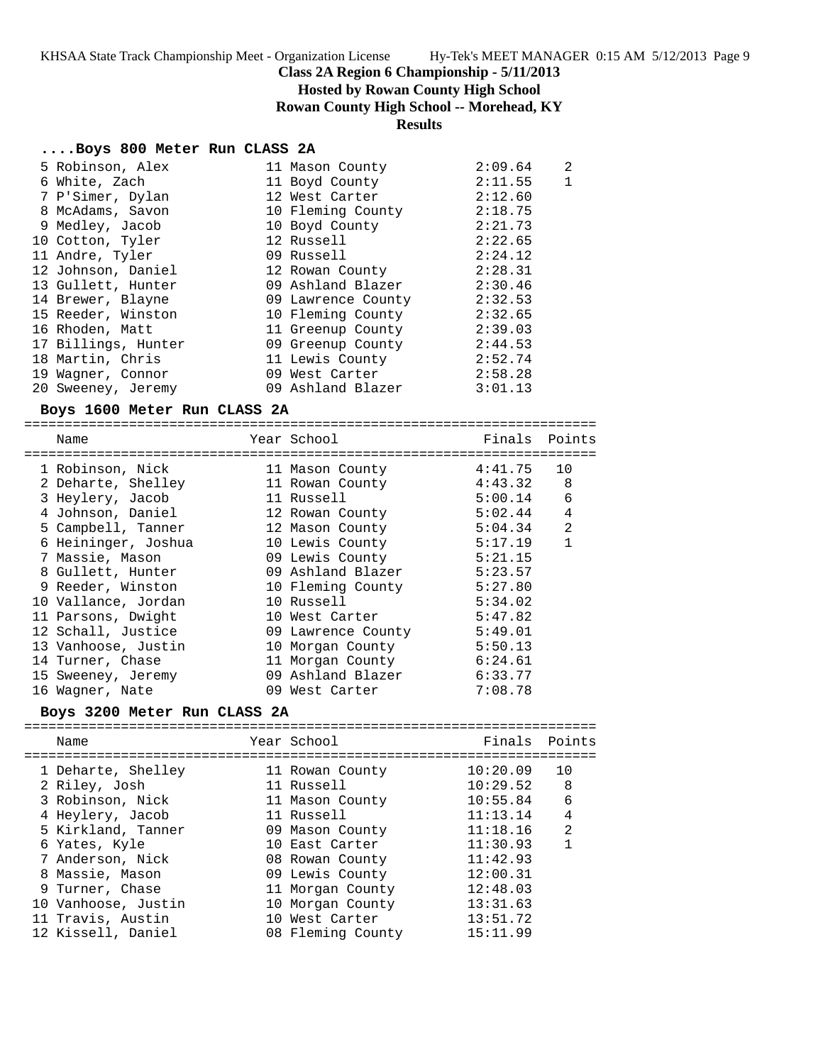Class 2A Region 6 Championship - 5/11/2013

Hosted by Rowan County High School

Rowan County High School -- Morehead, KY

Results

### ....Boys 800 Meter Run CLASS 2A

| Place | Name | Year | School | Finals | Points |
|---|---|---|---|---|---|
| 5 | Robinson, Alex | 11 | Mason County | 2:09.64 | 2 |
| 6 | White, Zach | 11 | Boyd County | 2:11.55 | 1 |
| 7 | P'Simer, Dylan | 12 | West Carter | 2:12.60 | |
| 8 | McAdams, Savon | 10 | Fleming County | 2:18.75 | |
| 9 | Medley, Jacob | 10 | Boyd County | 2:21.73 | |
| 10 | Cotton, Tyler | 12 | Russell | 2:22.65 | |
| 11 | Andre, Tyler | 09 | Russell | 2:24.12 | |
| 12 | Johnson, Daniel | 12 | Rowan County | 2:28.31 | |
| 13 | Gullett, Hunter | 09 | Ashland Blazer | 2:30.46 | |
| 14 | Brewer, Blayne | 09 | Lawrence County | 2:32.53 | |
| 15 | Reeder, Winston | 10 | Fleming County | 2:32.65 | |
| 16 | Rhoden, Matt | 11 | Greenup County | 2:39.03 | |
| 17 | Billings, Hunter | 09 | Greenup County | 2:44.53 | |
| 18 | Martin, Chris | 11 | Lewis County | 2:52.74 | |
| 19 | Wagner, Connor | 09 | West Carter | 2:58.28 | |
| 20 | Sweeney, Jeremy | 09 | Ashland Blazer | 3:01.13 | |

### Boys 1600 Meter Run CLASS 2A

| Place | Name | Year | School | Finals | Points |
|---|---|---|---|---|---|
| 1 | Robinson, Nick | 11 | Mason County | 4:41.75 | 10 |
| 2 | Deharte, Shelley | 11 | Rowan County | 4:43.32 | 8 |
| 3 | Heylery, Jacob | 11 | Russell | 5:00.14 | 6 |
| 4 | Johnson, Daniel | 12 | Rowan County | 5:02.44 | 4 |
| 5 | Campbell, Tanner | 12 | Mason County | 5:04.34 | 2 |
| 6 | Heininger, Joshua | 10 | Lewis County | 5:17.19 | 1 |
| 7 | Massie, Mason | 09 | Lewis County | 5:21.15 | |
| 8 | Gullett, Hunter | 09 | Ashland Blazer | 5:23.57 | |
| 9 | Reeder, Winston | 10 | Fleming County | 5:27.80 | |
| 10 | Vallance, Jordan | 10 | Russell | 5:34.02 | |
| 11 | Parsons, Dwight | 10 | West Carter | 5:47.82 | |
| 12 | Schall, Justice | 09 | Lawrence County | 5:49.01 | |
| 13 | Vanhoose, Justin | 10 | Morgan County | 5:50.13 | |
| 14 | Turner, Chase | 11 | Morgan County | 6:24.61 | |
| 15 | Sweeney, Jeremy | 09 | Ashland Blazer | 6:33.77 | |
| 16 | Wagner, Nate | 09 | West Carter | 7:08.78 | |

### Boys 3200 Meter Run CLASS 2A

| Place | Name | Year | School | Finals | Points |
|---|---|---|---|---|---|
| 1 | Deharte, Shelley | 11 | Rowan County | 10:20.09 | 10 |
| 2 | Riley, Josh | 11 | Russell | 10:29.52 | 8 |
| 3 | Robinson, Nick | 11 | Mason County | 10:55.84 | 6 |
| 4 | Heylery, Jacob | 11 | Russell | 11:13.14 | 4 |
| 5 | Kirkland, Tanner | 09 | Mason County | 11:18.16 | 2 |
| 6 | Yates, Kyle | 10 | East Carter | 11:30.93 | 1 |
| 7 | Anderson, Nick | 08 | Rowan County | 11:42.93 | |
| 8 | Massie, Mason | 09 | Lewis County | 12:00.31 | |
| 9 | Turner, Chase | 11 | Morgan County | 12:48.03 | |
| 10 | Vanhoose, Justin | 10 | Morgan County | 13:31.63 | |
| 11 | Travis, Austin | 10 | West Carter | 13:51.72 | |
| 12 | Kissell, Daniel | 08 | Fleming County | 15:11.99 | |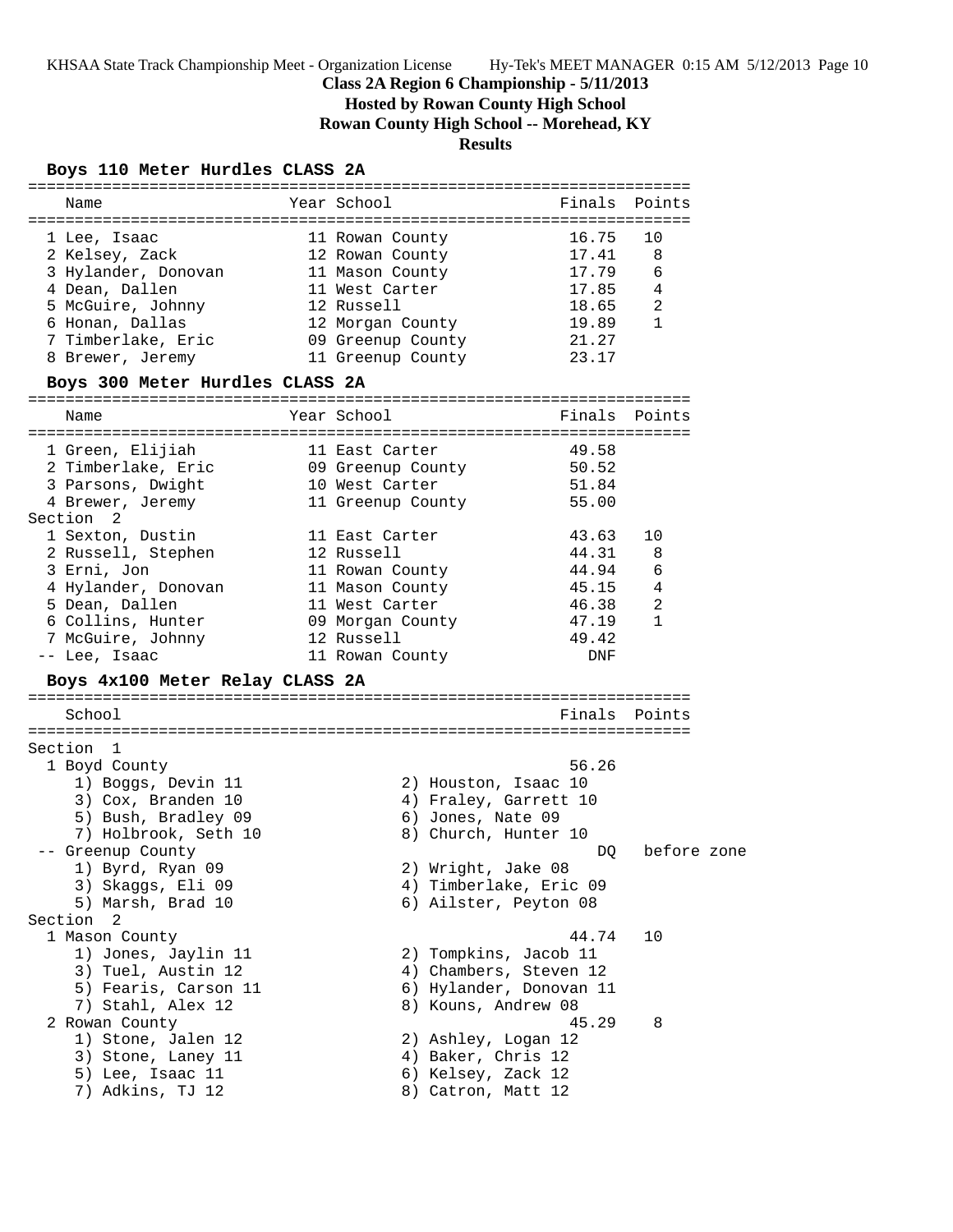## Class 2A Region 6 Championship - 5/11/2013

**Hosted by Rowan County High School**

**Rowan County High School -- Morehead, KY**

**Results**

### Boys 110 Meter Hurdles CLASS 2A

| Place | Name | Year | School | Finals | Points |
|---|---|---|---|---|---|
| 1 | Lee, Isaac | 11 | Rowan County | 16.75 | 10 |
| 2 | Kelsey, Zack | 12 | Rowan County | 17.41 | 8 |
| 3 | Hylander, Donovan | 11 | Mason County | 17.79 | 6 |
| 4 | Dean, Dallen | 11 | West Carter | 17.85 | 4 |
| 5 | McGuire, Johnny | 12 | Russell | 18.65 | 2 |
| 6 | Honan, Dallas | 12 | Morgan County | 19.89 | 1 |
| 7 | Timberlake, Eric | 09 | Greenup County | 21.27 | |
| 8 | Brewer, Jeremy | 11 | Greenup County | 23.17 | |

### Boys 300 Meter Hurdles CLASS 2A

| Place | Name | Year | School | Finals | Points |
|---|---|---|---|---|---|
| 1 | Green, Elijiah | 11 | East Carter | 49.58 | |
| 2 | Timberlake, Eric | 09 | Greenup County | 50.52 | |
| 3 | Parsons, Dwight | 10 | West Carter | 51.84 | |
| 4 | Brewer, Jeremy | 11 | Greenup County | 55.00 | |
| **Section 2** | | | | | |
| 1 | Sexton, Dustin | 11 | East Carter | 43.63 | 10 |
| 2 | Russell, Stephen | 12 | Russell | 44.31 | 8 |
| 3 | Erni, Jon | 11 | Rowan County | 44.94 | 6 |
| 4 | Hylander, Donovan | 11 | Mason County | 45.15 | 4 |
| 5 | Dean, Dallen | 11 | West Carter | 46.38 | 2 |
| 6 | Collins, Hunter | 09 | Morgan County | 47.19 | 1 |
| 7 | McGuire, Johnny | 12 | Russell | 49.42 | |
| -- | Lee, Isaac | 11 | Rowan County | DNF | |

### Boys 4x100 Meter Relay CLASS 2A

| Place | School | Finals | Points |
|---|---|---|---|
| **Section 1** | | | |
| 1 | Boyd County | 56.26 | |
| | 1) Boggs, Devin 11; 2) Houston, Isaac 10; 3) Cox, Branden 10; 4) Fraley, Garrett 10; 5) Bush, Bradley 09; 6) Jones, Nate 09; 7) Holbrook, Seth 10; 8) Church, Hunter 10 | | |
| -- | Greenup County | DQ | before zone |
| | 1) Byrd, Ryan 09; 2) Wright, Jake 08; 3) Skaggs, Eli 09; 4) Timberlake, Eric 09; 5) Marsh, Brad 10; 6) Ailster, Peyton 08 | | |
| **Section 2** | | | |
| 1 | Mason County | 44.74 | 10 |
| | 1) Jones, Jaylin 11; 2) Tompkins, Jacob 11; 3) Tuel, Austin 12; 4) Chambers, Steven 12; 5) Fearis, Carson 11; 6) Hylander, Donovan 11; 7) Stahl, Alex 12; 8) Kouns, Andrew 08 | | |
| 2 | Rowan County | 45.29 | 8 |
| | 1) Stone, Jalen 12; 2) Ashley, Logan 12; 3) Stone, Laney 11; 4) Baker, Chris 12; 5) Lee, Isaac 11; 6) Kelsey, Zack 12; 7) Adkins, TJ 12; 8) Catron, Matt 12 | | |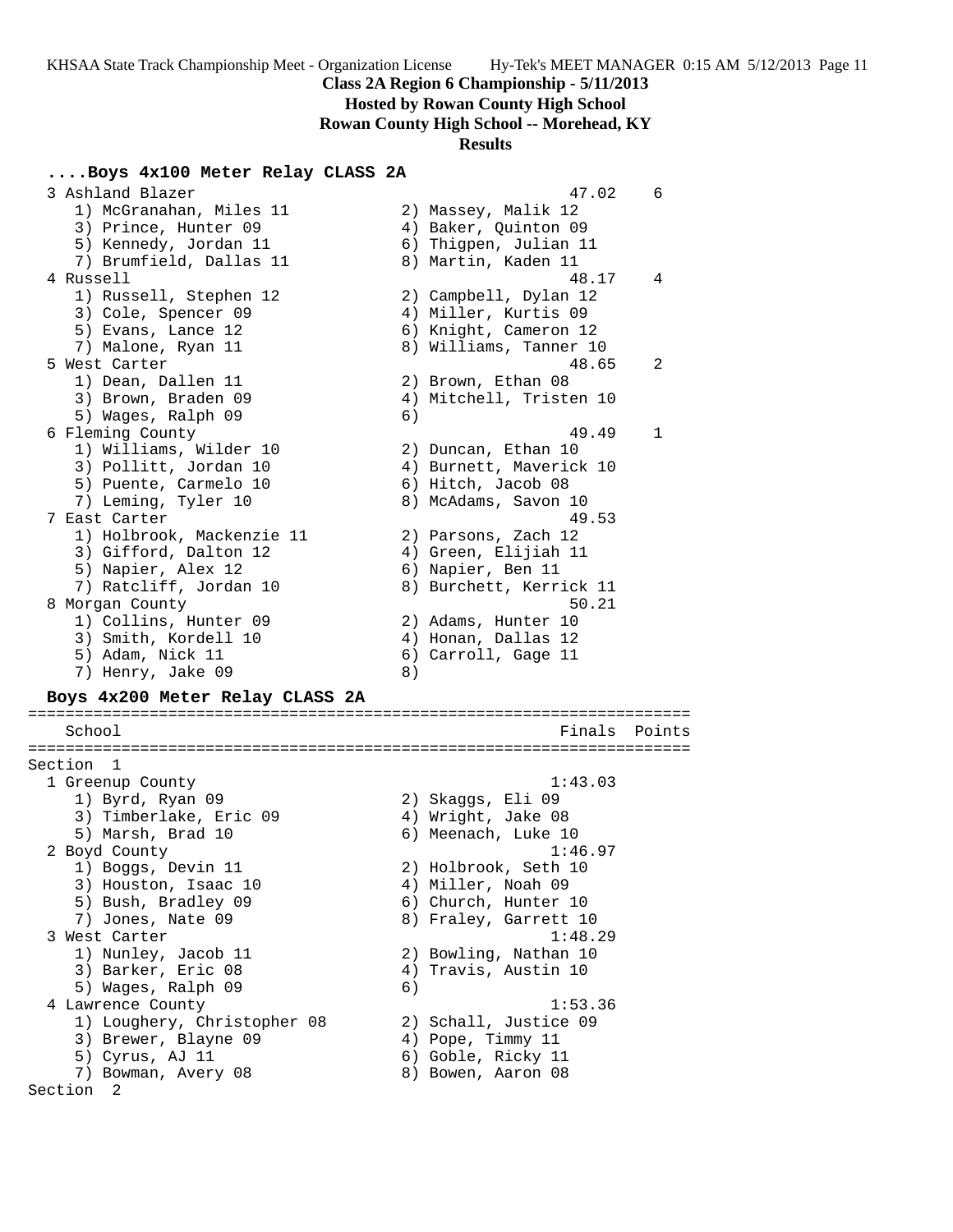KHSAA State Track Championship Meet - Organization License    Hy-Tek's MEET MANAGER 0:15 AM 5/12/2013 Page 11

**Class 2A Region 6 Championship - 5/11/2013**

**Hosted by Rowan County High School**

**Rowan County High School -- Morehead, KY**

**Results**

### ....Boys 4x100 Meter Relay CLASS 2A

```
  3 Ashland Blazer                                        47.02    6
     1) McGranahan, Miles 11          2) Massey, Malik 12
     3) Prince, Hunter 09             4) Baker, Quinton 09
     5) Kennedy, Jordan 11            6) Thigpen, Julian 11
     7) Brumfield, Dallas 11          8) Martin, Kaden 11
  4 Russell                                               48.17    4
     1) Russell, Stephen 12           2) Campbell, Dylan 12
     3) Cole, Spencer 09              4) Miller, Kurtis 09
     5) Evans, Lance 12               6) Knight, Cameron 12
     7) Malone, Ryan 11               8) Williams, Tanner 10
  5 West Carter                                           48.65    2
     1) Dean, Dallen 11               2) Brown, Ethan 08
     3) Brown, Braden 09              4) Mitchell, Tristen 10
     5) Wages, Ralph 09               6)
  6 Fleming County                                        49.49    1
     1) Williams, Wilder 10           2) Duncan, Ethan 10
     3) Pollitt, Jordan 10            4) Burnett, Maverick 10
     5) Puente, Carmelo 10            6) Hitch, Jacob 08
     7) Leming, Tyler 10              8) McAdams, Savon 10
  7 East Carter                                           49.53
     1) Holbrook, Mackenzie 11        2) Parsons, Zach 12
     3) Gifford, Dalton 12            4) Green, Elijiah 11
     5) Napier, Alex 12               6) Napier, Ben 11
     7) Ratcliff, Jordan 10           8) Burchett, Kerrick 11
  8 Morgan County                                         50.21
     1) Collins, Hunter 09            2) Adams, Hunter 10
     3) Smith, Kordell 10             4) Honan, Dallas 12
     5) Adam, Nick 11                 6) Carroll, Gage 11
     7) Henry, Jake 09                8)
```

### Boys 4x200 Meter Relay CLASS 2A

```
===================================================================
    School                                           Finals  Points
===================================================================
Section  1
  1 Greenup County                                      1:43.03
     1) Byrd, Ryan 09                 2) Skaggs, Eli 09
     3) Timberlake, Eric 09           4) Wright, Jake 08
     5) Marsh, Brad 10                6) Meenach, Luke 10
  2 Boyd County                                         1:46.97
     1) Boggs, Devin 11               2) Holbrook, Seth 10
     3) Houston, Isaac 10             4) Miller, Noah 09
     5) Bush, Bradley 09              6) Church, Hunter 10
     7) Jones, Nate 09                8) Fraley, Garrett 10
  3 West Carter                                         1:48.29
     1) Nunley, Jacob 11              2) Bowling, Nathan 10
     3) Barker, Eric 08               4) Travis, Austin 10
     5) Wages, Ralph 09               6)
  4 Lawrence County                                     1:53.36
     1) Loughery, Christopher 08      2) Schall, Justice 09
     3) Brewer, Blayne 09             4) Pope, Timmy 11
     5) Cyrus, AJ 11                  6) Goble, Ricky 11
     7) Bowman, Avery 08              8) Bowen, Aaron 08
Section  2
```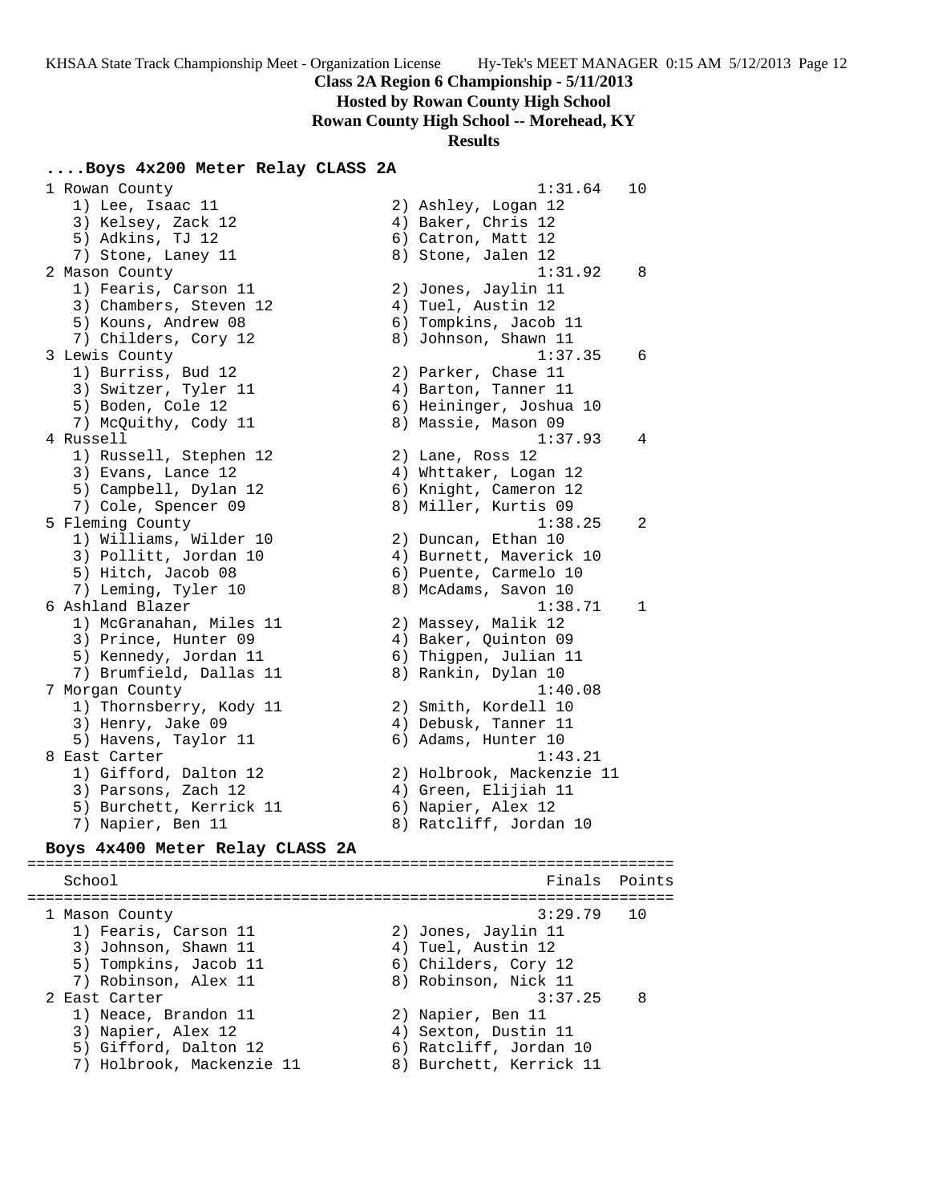## Class 2A Region 6 Championship - 5/11/2013

**Hosted by Rowan County High School**

**Rowan County High School -- Morehead, KY**

**Results**

### ....Boys 4x200 Meter Relay CLASS 2A

```
  1 Rowan County                                      1:31.64   10
     1) Lee, Isaac 11                  2) Ashley, Logan 12
     3) Kelsey, Zack 12                4) Baker, Chris 12
     5) Adkins, TJ 12                  6) Catron, Matt 12
     7) Stone, Laney 11                8) Stone, Jalen 12
  2 Mason County                                      1:31.92    8
     1) Fearis, Carson 11              2) Jones, Jaylin 11
     3) Chambers, Steven 12            4) Tuel, Austin 12
     5) Kouns, Andrew 08               6) Tompkins, Jacob 11
     7) Childers, Cory 12              8) Johnson, Shawn 11
  3 Lewis County                                      1:37.35    6
     1) Burriss, Bud 12                2) Parker, Chase 11
     3) Switzer, Tyler 11              4) Barton, Tanner 11
     5) Boden, Cole 12                 6) Heininger, Joshua 10
     7) McQuithy, Cody 11              8) Massie, Mason 09
  4 Russell                                           1:37.93    4
     1) Russell, Stephen 12            2) Lane, Ross 12
     3) Evans, Lance 12                4) Whttaker, Logan 12
     5) Campbell, Dylan 12             6) Knight, Cameron 12
     7) Cole, Spencer 09               8) Miller, Kurtis 09
  5 Fleming County                                    1:38.25    2
     1) Williams, Wilder 10            2) Duncan, Ethan 10
     3) Pollitt, Jordan 10             4) Burnett, Maverick 10
     5) Hitch, Jacob 08                6) Puente, Carmelo 10
     7) Leming, Tyler 10               8) McAdams, Savon 10
  6 Ashland Blazer                                    1:38.71    1
     1) McGranahan, Miles 11           2) Massey, Malik 12
     3) Prince, Hunter 09              4) Baker, Quinton 09
     5) Kennedy, Jordan 11             6) Thigpen, Julian 11
     7) Brumfield, Dallas 11           8) Rankin, Dylan 10
  7 Morgan County                                     1:40.08
     1) Thornsberry, Kody 11           2) Smith, Kordell 10
     3) Henry, Jake 09                 4) Debusk, Tanner 11
     5) Havens, Taylor 11              6) Adams, Hunter 10
  8 East Carter                                       1:43.21
     1) Gifford, Dalton 12             2) Holbrook, Mackenzie 11
     3) Parsons, Zach 12               4) Green, Elijiah 11
     5) Burchett, Kerrick 11           6) Napier, Alex 12
     7) Napier, Ben 11                 8) Ratcliff, Jordan 10
```

### Boys 4x400 Meter Relay CLASS 2A

```
=======================================================================
    School                                            Finals  Points
=======================================================================
  1 Mason County                                      3:29.79   10
     1) Fearis, Carson 11              2) Jones, Jaylin 11
     3) Johnson, Shawn 11              4) Tuel, Austin 12
     5) Tompkins, Jacob 11             6) Childers, Cory 12
     7) Robinson, Alex 11              8) Robinson, Nick 11
  2 East Carter                                       3:37.25    8
     1) Neace, Brandon 11              2) Napier, Ben 11
     3) Napier, Alex 12                4) Sexton, Dustin 11
     5) Gifford, Dalton 12             6) Ratcliff, Jordan 10
     7) Holbrook, Mackenzie 11         8) Burchett, Kerrick 11
```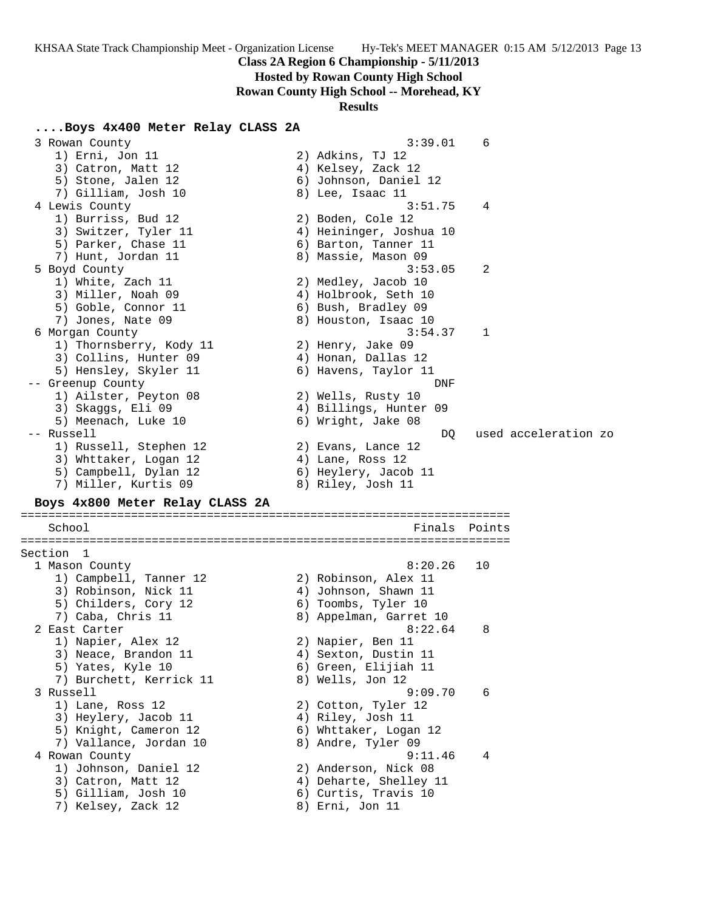**Class 2A Region 6 Championship - 5/11/2013**
**Hosted by Rowan County High School**
**Rowan County High School -- Morehead, KY**
**Results**

### ....Boys 4x400 Meter Relay CLASS 2A

```
  3 Rowan County                                    3:39.01    6
     1) Erni, Jon 11                    2) Adkins, TJ 12
     3) Catron, Matt 12                 4) Kelsey, Zack 12
     5) Stone, Jalen 12                 6) Johnson, Daniel 12
     7) Gilliam, Josh 10                8) Lee, Isaac 11
  4 Lewis County                                    3:51.75    4
     1) Burriss, Bud 12                 2) Boden, Cole 12
     3) Switzer, Tyler 11               4) Heininger, Joshua 10
     5) Parker, Chase 11                6) Barton, Tanner 11
     7) Hunt, Jordan 11                 8) Massie, Mason 09
  5 Boyd County                                     3:53.05    2
     1) White, Zach 11                  2) Medley, Jacob 10
     3) Miller, Noah 09                 4) Holbrook, Seth 10
     5) Goble, Connor 11                6) Bush, Bradley 09
     7) Jones, Nate 09                  8) Houston, Isaac 10
  6 Morgan County                                   3:54.37    1
     1) Thornsberry, Kody 11            2) Henry, Jake 09
     3) Collins, Hunter 09              4) Honan, Dallas 12
     5) Hensley, Skyler 11              6) Havens, Taylor 11
 -- Greenup County                                      DNF
     1) Ailster, Peyton 08              2) Wells, Rusty 10
     3) Skaggs, Eli 09                  4) Billings, Hunter 09
     5) Meenach, Luke 10                6) Wright, Jake 08
 -- Russell                                              DQ   used acceleration zo
     1) Russell, Stephen 12             2) Evans, Lance 12
     3) Whttaker, Logan 12              4) Lane, Ross 12
     5) Campbell, Dylan 12              6) Heylery, Jacob 11
     7) Miller, Kurtis 09               8) Riley, Josh 11
```

### Boys 4x800 Meter Relay CLASS 2A

```
=======================================================================
    School                                            Finals  Points
=======================================================================
Section  1
  1 Mason County                                    8:20.26   10
     1) Campbell, Tanner 12             2) Robinson, Alex 11
     3) Robinson, Nick 11               4) Johnson, Shawn 11
     5) Childers, Cory 12               6) Toombs, Tyler 10
     7) Caba, Chris 11                  8) Appelman, Garret 10
  2 East Carter                                     8:22.64    8
     1) Napier, Alex 12                 2) Napier, Ben 11
     3) Neace, Brandon 11               4) Sexton, Dustin 11
     5) Yates, Kyle 10                  6) Green, Elijiah 11
     7) Burchett, Kerrick 11            8) Wells, Jon 12
  3 Russell                                         9:09.70    6
     1) Lane, Ross 12                   2) Cotton, Tyler 12
     3) Heylery, Jacob 11               4) Riley, Josh 11
     5) Knight, Cameron 12              6) Whttaker, Logan 12
     7) Vallance, Jordan 10             8) Andre, Tyler 09
  4 Rowan County                                    9:11.46    4
     1) Johnson, Daniel 12              2) Anderson, Nick 08
     3) Catron, Matt 12                 4) Deharte, Shelley 11
     5) Gilliam, Josh 10                6) Curtis, Travis 10
     7) Kelsey, Zack 12                 8) Erni, Jon 11
```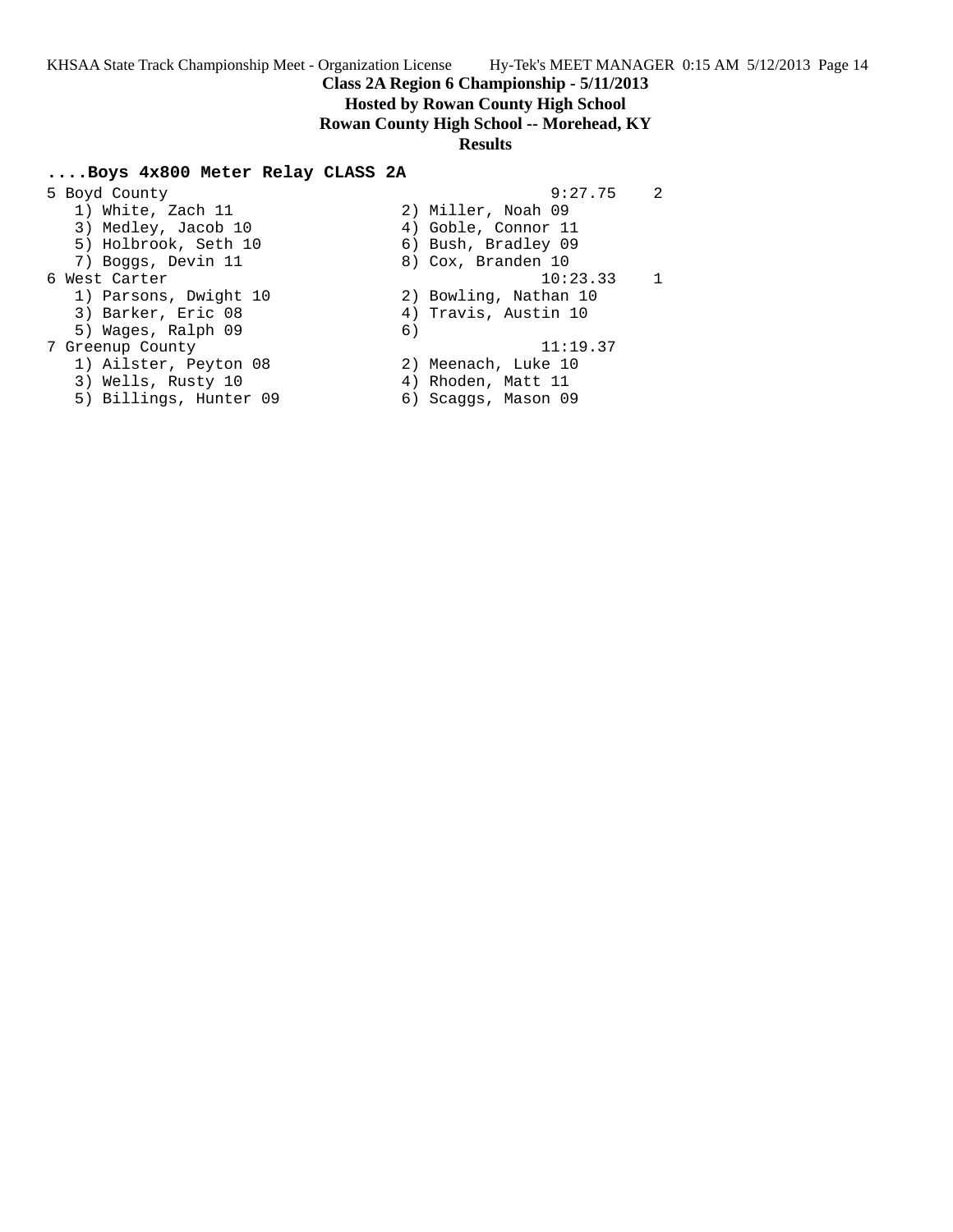**Class 2A Region 6 Championship - 5/11/2013**

**Hosted by Rowan County High School**

**Rowan County High School -- Morehead, KY**

**Results**

**....Boys 4x800 Meter Relay CLASS 2A**

```
5 Boyd County                                      9:27.75    2
   1) White, Zach 11                  2) Miller, Noah 09
   3) Medley, Jacob 10                4) Goble, Connor 11
   5) Holbrook, Seth 10               6) Bush, Bradley 09
   7) Boggs, Devin 11                 8) Cox, Branden 10
6 West Carter                                     10:23.33    1
   1) Parsons, Dwight 10              2) Bowling, Nathan 10
   3) Barker, Eric 08                 4) Travis, Austin 10
   5) Wages, Ralph 09                 6)
7 Greenup County                                  11:19.37
   1) Ailster, Peyton 08              2) Meenach, Luke 10
   3) Wells, Rusty 10                 4) Rhoden, Matt 11
   5) Billings, Hunter 09             6) Scaggs, Mason 09
```